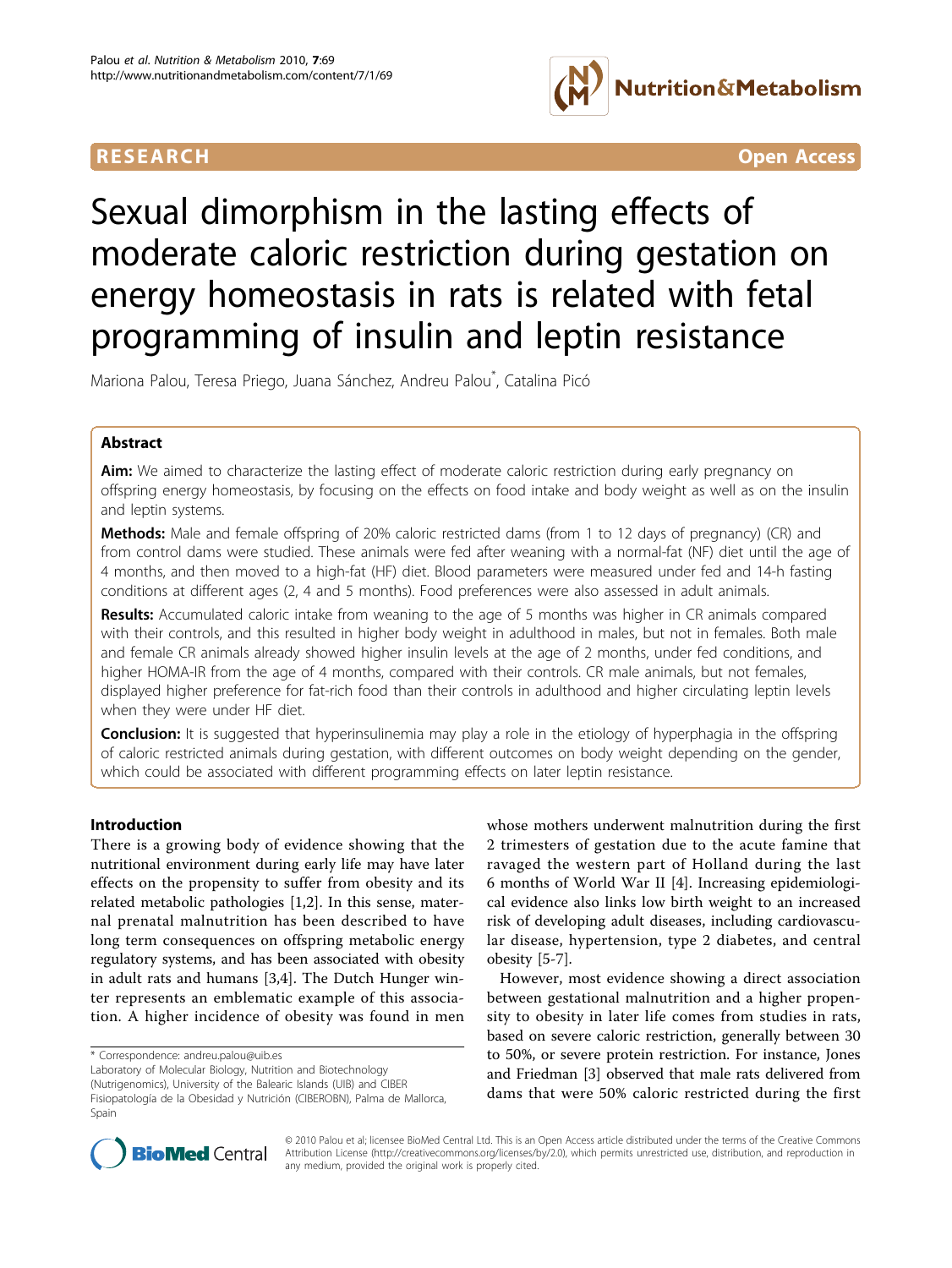RESEARCH Open Access

# Sexual dimorphism in the lasting effects of moderate caloric restriction during gestation on energy homeostasis in rats is related with fetal programming of insulin and leptin resistance

Mariona Palou, Teresa Priego, Juana Sánchez, Andreu Palou*, Catalina Picó

## Abstract

**Aim:** We aimed to characterize the lasting effect of moderate caloric restriction during early pregnancy on offspring energy homeostasis, by focusing on the effects on food intake and body weight as well as on the insulin and leptin systems.

**Methods:** Male and female offspring of 20% caloric restricted dams (from 1 to 12 days of pregnancy) (CR) and from control dams were studied. These animals were fed after weaning with a normal-fat (NF) diet until the age of 4 months, and then moved to a high-fat (HF) diet. Blood parameters were measured under fed and 14-h fasting conditions at different ages (2, 4 and 5 months). Food preferences were also assessed in adult animals.

**Results:** Accumulated caloric intake from weaning to the age of 5 months was higher in CR animals compared with their controls, and this resulted in higher body weight in adulthood in males, but not in females. Both male and female CR animals already showed higher insulin levels at the age of 2 months, under fed conditions, and higher HOMA-IR from the age of 4 months, compared with their controls. CR male animals, but not females, displayed higher preference for fat-rich food than their controls in adulthood and higher circulating leptin levels when they were under HF diet.

**Conclusion:** It is suggested that hyperinsulinemia may play a role in the etiology of hyperphagia in the offspring of caloric restricted animals during gestation, with different outcomes on body weight depending on the gender, which could be associated with different programming effects on later leptin resistance.

## Introduction

There is a growing body of evidence showing that the nutritional environment during early life may have later effects on the propensity to suffer from obesity and its related metabolic pathologies [1,2]. In this sense, maternal prenatal malnutrition has been described to have long term consequences on offspring metabolic energy regulatory systems, and has been associated with obesity in adult rats and humans [3,4]. The Dutch Hunger winter represents an emblematic example of this association. A higher incidence of obesity was found in men whose mothers underwent malnutrition during the first 2 trimesters of gestation due to the acute famine that ravaged the western part of Holland during the last 6 months of World War II [4]. Increasing epidemiological evidence also links low birth weight to an increased risk of developing adult diseases, including cardiovascular disease, hypertension, type 2 diabetes, and central obesity [5-7].

However, most evidence showing a direct association between gestational malnutrition and a higher propensity to obesity in later life comes from studies in rats, based on severe caloric restriction, generally between 30 to 50%, or severe protein restriction. For instance, Jones and Friedman [3] observed that male rats delivered from dams that were 50% caloric restricted during the first

\* Correspondence: andreu.palou@uib.es
Laboratory of Molecular Biology, Nutrition and Biotechnology (Nutrigenomics), University of the Balearic Islands (UIB) and CIBER Fisiopatología de la Obesidad y Nutrición (CIBEROBN), Palma de Mallorca, Spain

© 2010 Palou et al; licensee BioMed Central Ltd. This is an Open Access article distributed under the terms of the Creative Commons Attribution License (http://creativecommons.org/licenses/by/2.0), which permits unrestricted use, distribution, and reproduction in any medium, provided the original work is properly cited.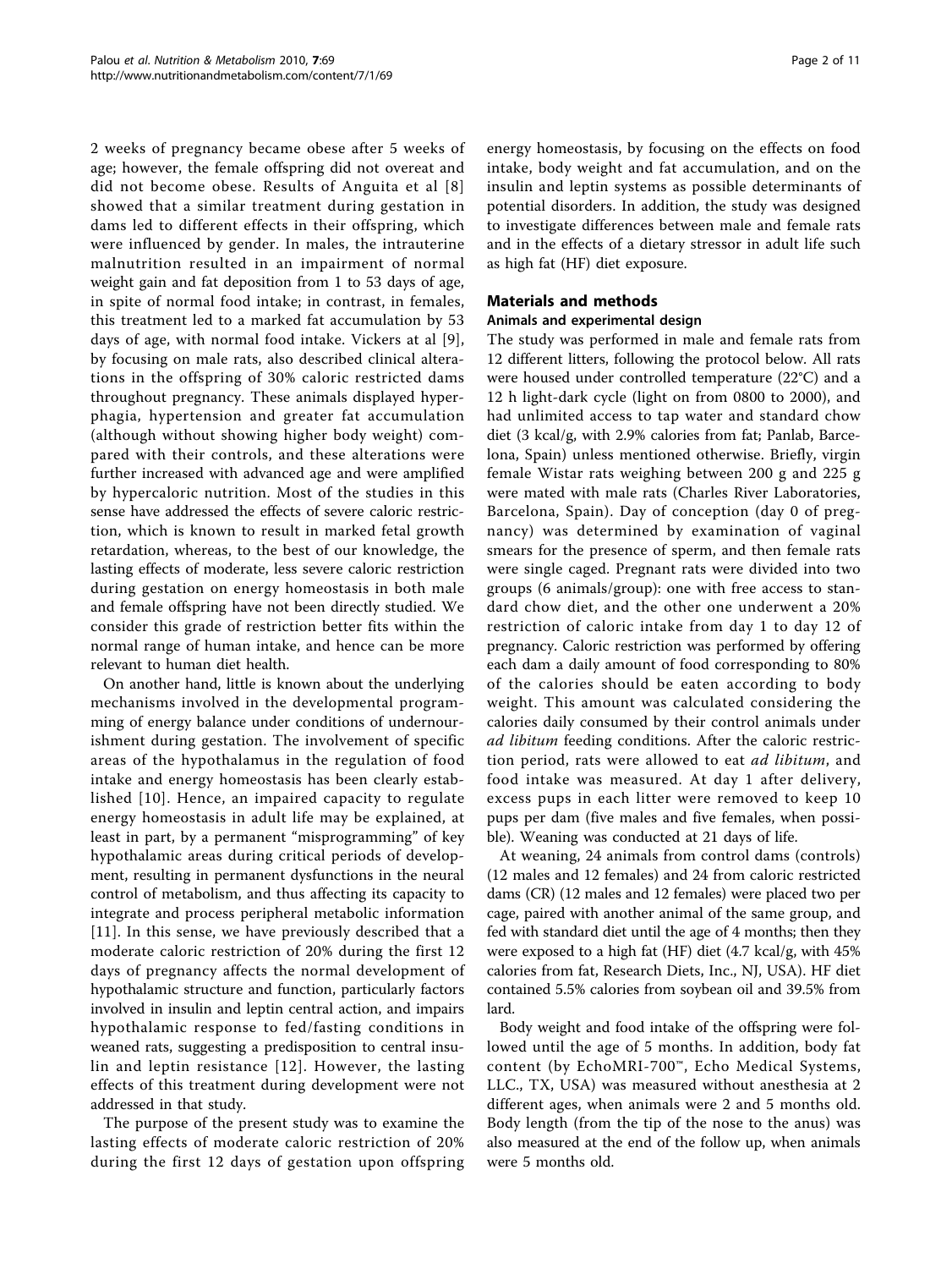2 weeks of pregnancy became obese after 5 weeks of age; however, the female offspring did not overeat and did not become obese. Results of Anguita et al [8] showed that a similar treatment during gestation in dams led to different effects in their offspring, which were influenced by gender. In males, the intrauterine malnutrition resulted in an impairment of normal weight gain and fat deposition from 1 to 53 days of age, in spite of normal food intake; in contrast, in females, this treatment led to a marked fat accumulation by 53 days of age, with normal food intake. Vickers at al [9], by focusing on male rats, also described clinical alterations in the offspring of 30% caloric restricted dams throughout pregnancy. These animals displayed hyperphagia, hypertension and greater fat accumulation (although without showing higher body weight) compared with their controls, and these alterations were further increased with advanced age and were amplified by hypercaloric nutrition. Most of the studies in this sense have addressed the effects of severe caloric restriction, which is known to result in marked fetal growth retardation, whereas, to the best of our knowledge, the lasting effects of moderate, less severe caloric restriction during gestation on energy homeostasis in both male and female offspring have not been directly studied. We consider this grade of restriction better fits within the normal range of human intake, and hence can be more relevant to human diet health.

On another hand, little is known about the underlying mechanisms involved in the developmental programming of energy balance under conditions of undernourishment during gestation. The involvement of specific areas of the hypothalamus in the regulation of food intake and energy homeostasis has been clearly established [10]. Hence, an impaired capacity to regulate energy homeostasis in adult life may be explained, at least in part, by a permanent "misprogramming" of key hypothalamic areas during critical periods of development, resulting in permanent dysfunctions in the neural control of metabolism, and thus affecting its capacity to integrate and process peripheral metabolic information [11]. In this sense, we have previously described that a moderate caloric restriction of 20% during the first 12 days of pregnancy affects the normal development of hypothalamic structure and function, particularly factors involved in insulin and leptin central action, and impairs hypothalamic response to fed/fasting conditions in weaned rats, suggesting a predisposition to central insulin and leptin resistance [12]. However, the lasting effects of this treatment during development were not addressed in that study.

The purpose of the present study was to examine the lasting effects of moderate caloric restriction of 20% during the first 12 days of gestation upon offspring energy homeostasis, by focusing on the effects on food intake, body weight and fat accumulation, and on the insulin and leptin systems as possible determinants of potential disorders. In addition, the study was designed to investigate differences between male and female rats and in the effects of a dietary stressor in adult life such as high fat (HF) diet exposure.

## Materials and methods

### Animals and experimental design

The study was performed in male and female rats from 12 different litters, following the protocol below. All rats were housed under controlled temperature (22°C) and a 12 h light-dark cycle (light on from 0800 to 2000), and had unlimited access to tap water and standard chow diet (3 kcal/g, with 2.9% calories from fat; Panlab, Barcelona, Spain) unless mentioned otherwise. Briefly, virgin female Wistar rats weighing between 200 g and 225 g were mated with male rats (Charles River Laboratories, Barcelona, Spain). Day of conception (day 0 of pregnancy) was determined by examination of vaginal smears for the presence of sperm, and then female rats were single caged. Pregnant rats were divided into two groups (6 animals/group): one with free access to standard chow diet, and the other one underwent a 20% restriction of caloric intake from day 1 to day 12 of pregnancy. Caloric restriction was performed by offering each dam a daily amount of food corresponding to 80% of the calories should be eaten according to body weight. This amount was calculated considering the calories daily consumed by their control animals under *ad libitum* feeding conditions. After the caloric restriction period, rats were allowed to eat *ad libitum*, and food intake was measured. At day 1 after delivery, excess pups in each litter were removed to keep 10 pups per dam (five males and five females, when possible). Weaning was conducted at 21 days of life.

At weaning, 24 animals from control dams (controls) (12 males and 12 females) and 24 from caloric restricted dams (CR) (12 males and 12 females) were placed two per cage, paired with another animal of the same group, and fed with standard diet until the age of 4 months; then they were exposed to a high fat (HF) diet (4.7 kcal/g, with 45% calories from fat, Research Diets, Inc., NJ, USA). HF diet contained 5.5% calories from soybean oil and 39.5% from lard.

Body weight and food intake of the offspring were followed until the age of 5 months. In addition, body fat content (by EchoMRI-700™, Echo Medical Systems, LLC., TX, USA) was measured without anesthesia at 2 different ages, when animals were 2 and 5 months old. Body length (from the tip of the nose to the anus) was also measured at the end of the follow up, when animals were 5 months old.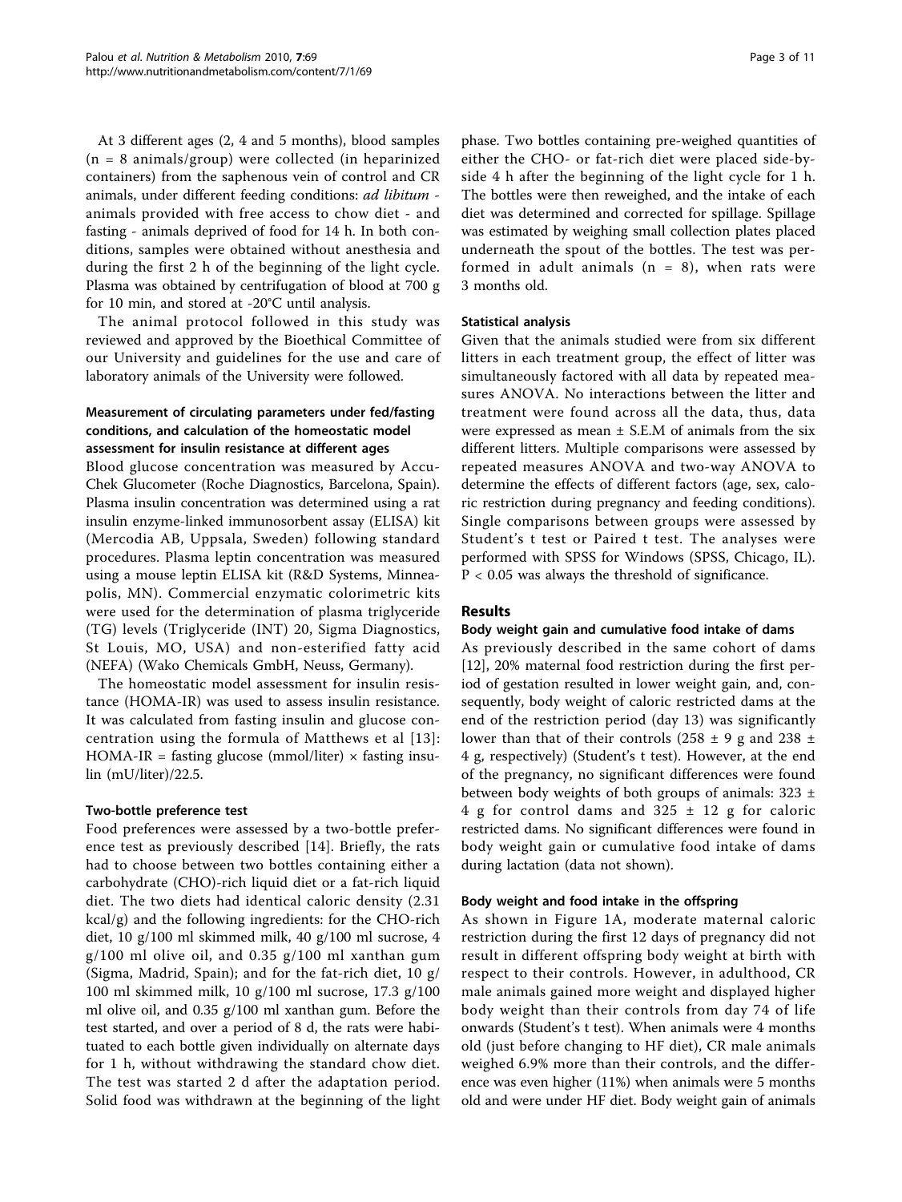At 3 different ages (2, 4 and 5 months), blood samples (n = 8 animals/group) were collected (in heparinized containers) from the saphenous vein of control and CR animals, under different feeding conditions: *ad libitum* - animals provided with free access to chow diet - and fasting - animals deprived of food for 14 h. In both conditions, samples were obtained without anesthesia and during the first 2 h of the beginning of the light cycle. Plasma was obtained by centrifugation of blood at 700 g for 10 min, and stored at -20°C until analysis.

The animal protocol followed in this study was reviewed and approved by the Bioethical Committee of our University and guidelines for the use and care of laboratory animals of the University were followed.

### Measurement of circulating parameters under fed/fasting conditions, and calculation of the homeostatic model assessment for insulin resistance at different ages

Blood glucose concentration was measured by Accu-Chek Glucometer (Roche Diagnostics, Barcelona, Spain). Plasma insulin concentration was determined using a rat insulin enzyme-linked immunosorbent assay (ELISA) kit (Mercodia AB, Uppsala, Sweden) following standard procedures. Plasma leptin concentration was measured using a mouse leptin ELISA kit (R&D Systems, Minneapolis, MN). Commercial enzymatic colorimetric kits were used for the determination of plasma triglyceride (TG) levels (Triglyceride (INT) 20, Sigma Diagnostics, St Louis, MO, USA) and non-esterified fatty acid (NEFA) (Wako Chemicals GmbH, Neuss, Germany).

The homeostatic model assessment for insulin resistance (HOMA-IR) was used to assess insulin resistance. It was calculated from fasting insulin and glucose concentration using the formula of Matthews et al [13]: HOMA-IR = fasting glucose (mmol/liter) × fasting insulin (mU/liter)/22.5.

### Two-bottle preference test

Food preferences were assessed by a two-bottle preference test as previously described [14]. Briefly, the rats had to choose between two bottles containing either a carbohydrate (CHO)-rich liquid diet or a fat-rich liquid diet. The two diets had identical caloric density (2.31 kcal/g) and the following ingredients: for the CHO-rich diet, 10 g/100 ml skimmed milk, 40 g/100 ml sucrose, 4 g/100 ml olive oil, and 0.35 g/100 ml xanthan gum (Sigma, Madrid, Spain); and for the fat-rich diet, 10 g/100 ml skimmed milk, 10 g/100 ml sucrose, 17.3 g/100 ml olive oil, and 0.35 g/100 ml xanthan gum. Before the test started, and over a period of 8 d, the rats were habituated to each bottle given individually on alternate days for 1 h, without withdrawing the standard chow diet. The test was started 2 d after the adaptation period. Solid food was withdrawn at the beginning of the light phase. Two bottles containing pre-weighed quantities of either the CHO- or fat-rich diet were placed side-by-side 4 h after the beginning of the light cycle for 1 h. The bottles were then reweighed, and the intake of each diet was determined and corrected for spillage. Spillage was estimated by weighing small collection plates placed underneath the spout of the bottles. The test was performed in adult animals (n = 8), when rats were 3 months old.

### Statistical analysis

Given that the animals studied were from six different litters in each treatment group, the effect of litter was simultaneously factored with all data by repeated measures ANOVA. No interactions between the litter and treatment were found across all the data, thus, data were expressed as mean ± S.E.M of animals from the six different litters. Multiple comparisons were assessed by repeated measures ANOVA and two-way ANOVA to determine the effects of different factors (age, sex, caloric restriction during pregnancy and feeding conditions). Single comparisons between groups were assessed by Student's t test or Paired t test. The analyses were performed with SPSS for Windows (SPSS, Chicago, IL). $P < 0.05$ was always the threshold of significance.

## Results

### Body weight gain and cumulative food intake of dams

As previously described in the same cohort of dams [12], 20% maternal food restriction during the first period of gestation resulted in lower weight gain, and, consequently, body weight of caloric restricted dams at the end of the restriction period (day 13) was significantly lower than that of their controls (258 ± 9 g and 238 ± 4 g, respectively) (Student's t test). However, at the end of the pregnancy, no significant differences were found between body weights of both groups of animals: 323 ± 4 g for control dams and 325 ± 12 g for caloric restricted dams. No significant differences were found in body weight gain or cumulative food intake of dams during lactation (data not shown).

### Body weight and food intake in the offspring

As shown in Figure 1A, moderate maternal caloric restriction during the first 12 days of pregnancy did not result in different offspring body weight at birth with respect to their controls. However, in adulthood, CR male animals gained more weight and displayed higher body weight than their controls from day 74 of life onwards (Student's t test). When animals were 4 months old (just before changing to HF diet), CR male animals weighed 6.9% more than their controls, and the difference was even higher (11%) when animals were 5 months old and were under HF diet. Body weight gain of animals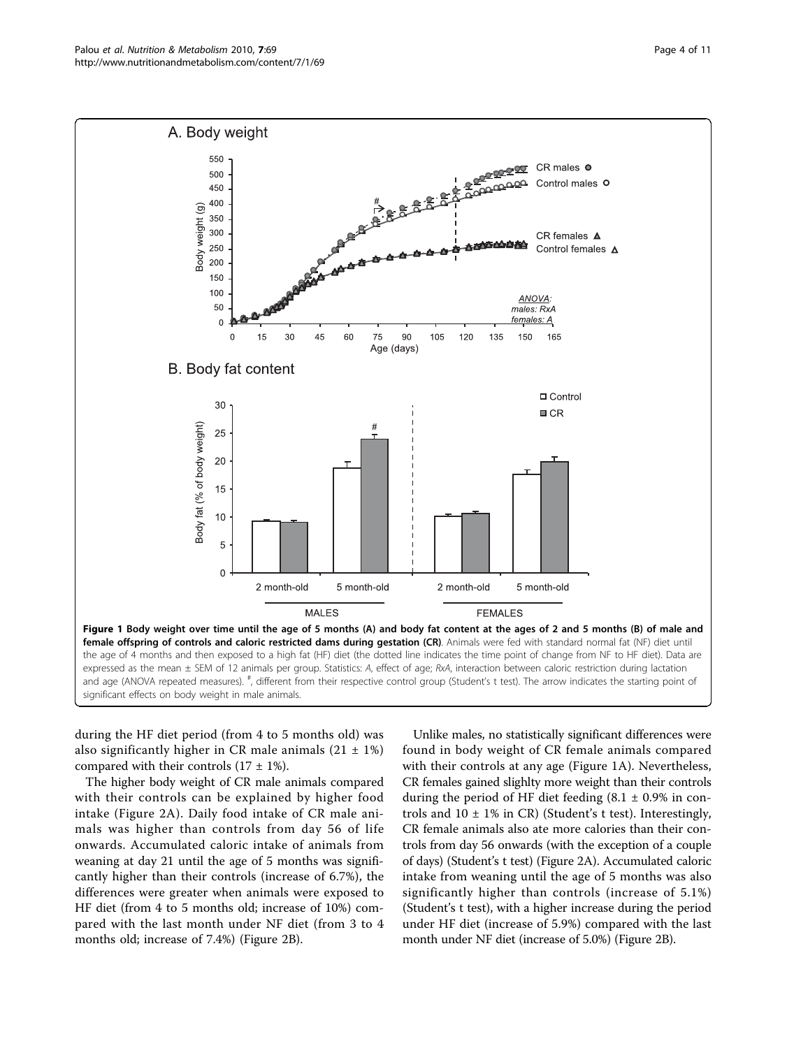**Figure 1 Body weight over time until the age of 5 months (A) and body fat content at the ages of 2 and 5 months (B) of male and female offspring of controls and caloric restricted dams during gestation (CR)**. Animals were fed with standard normal fat (NF) diet until the age of 4 months and then exposed to a high fat (HF) diet (the dotted line indicates the time point of change from NF to HF diet). Data are expressed as the mean ± SEM of 12 animals per group. Statistics: *A*, effect of age; *RxA*, interaction between caloric restriction during lactation and age (ANOVA repeated measures). #, different from their respective control group (Student's t test). The arrow indicates the starting point of significant effects on body weight in male animals.

during the HF diet period (from 4 to 5 months old) was also significantly higher in CR male animals (21 ± 1%) compared with their controls (17 ± 1%).

The higher body weight of CR male animals compared with their controls can be explained by higher food intake (Figure 2A). Daily food intake of CR male animals was higher than controls from day 56 of life onwards. Accumulated caloric intake of animals from weaning at day 21 until the age of 5 months was significantly higher than their controls (increase of 6.7%), the differences were greater when animals were exposed to HF diet (from 4 to 5 months old; increase of 10%) compared with the last month under NF diet (from 3 to 4 months old; increase of 7.4%) (Figure 2B).

Unlike males, no statistically significant differences were found in body weight of CR female animals compared with their controls at any age (Figure 1A). Nevertheless, CR females gained slighlty more weight than their controls during the period of HF diet feeding (8.1 ± 0.9% in controls and 10 ± 1% in CR) (Student's t test). Interestingly, CR female animals also ate more calories than their controls from day 56 onwards (with the exception of a couple of days) (Student's t test) (Figure 2A). Accumulated caloric intake from weaning until the age of 5 months was also significantly higher than controls (increase of 5.1%) (Student's t test), with a higher increase during the period under HF diet (increase of 5.9%) compared with the last month under NF diet (increase of 5.0%) (Figure 2B).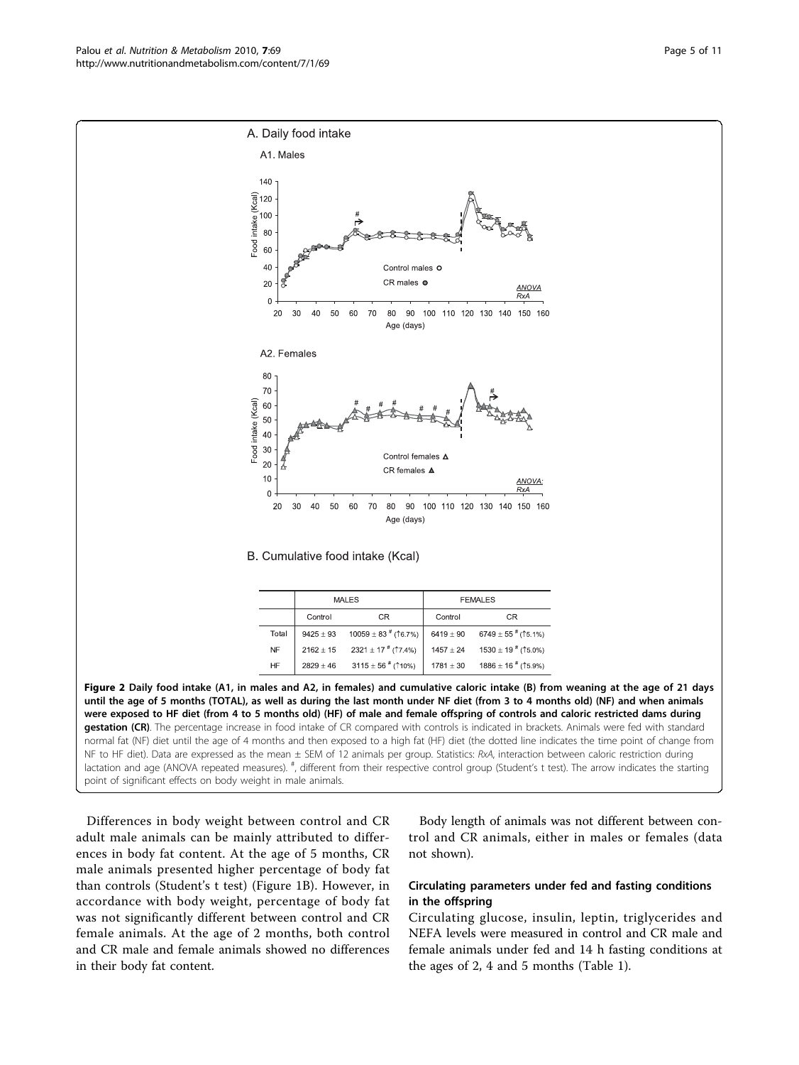A. Daily food intake

A1. Males

A2. Females

B. Cumulative food intake (Kcal)

| | MALES | | FEMALES | |
|---|---|---|---|---|
| | Control | CR | Control | CR |
| Total | 9425 ± 93 | 10059 ± 83 [#] (↑6.7%) | 6419 ± 90 | 6749 ± 55 [#] (↑5.1%) |
| NF | 2162 ± 15 | 2321 ± 17 [#] (↑7.4%) | 1457 ± 24 | 1530 ± 19 [#] (↑5.0%) |
| HF | 2829 ± 46 | 3115 ± 56 [#] (↑10%) | 1781 ± 30 | 1886 ± 16 [#] (↑5.9%) |

**Figure 2 Daily food intake (A1, in males and A2, in females) and cumulative caloric intake (B) from weaning at the age of 21 days until the age of 5 months (TOTAL), as well as during the last month under NF diet (from 3 to 4 months old) (NF) and when animals were exposed to HF diet (from 4 to 5 months old) (HF) of male and female offspring of controls and caloric restricted dams during gestation (CR)**. The percentage increase in food intake of CR compared with controls is indicated in brackets. Animals were fed with standard normal fat (NF) diet until the age of 4 months and then exposed to a high fat (HF) diet (the dotted line indicates the time point of change from NF to HF diet). Data are expressed as the mean ± SEM of 12 animals per group. Statistics: *RxA*, interaction between caloric restriction during lactation and age (ANOVA repeated measures). [#], different from their respective control group (Student's t test). The arrow indicates the starting point of significant effects on body weight in male animals.

Differences in body weight between control and CR adult male animals can be mainly attributed to differences in body fat content. At the age of 5 months, CR male animals presented higher percentage of body fat than controls (Student's t test) (Figure 1B). However, in accordance with body weight, percentage of body fat was not significantly different between control and CR female animals. At the age of 2 months, both control and CR male and female animals showed no differences in their body fat content.

Body length of animals was not different between control and CR animals, either in males or females (data not shown).

### Circulating parameters under fed and fasting conditions in the offspring

Circulating glucose, insulin, leptin, triglycerides and NEFA levels were measured in control and CR male and female animals under fed and 14 h fasting conditions at the ages of 2, 4 and 5 months (Table 1).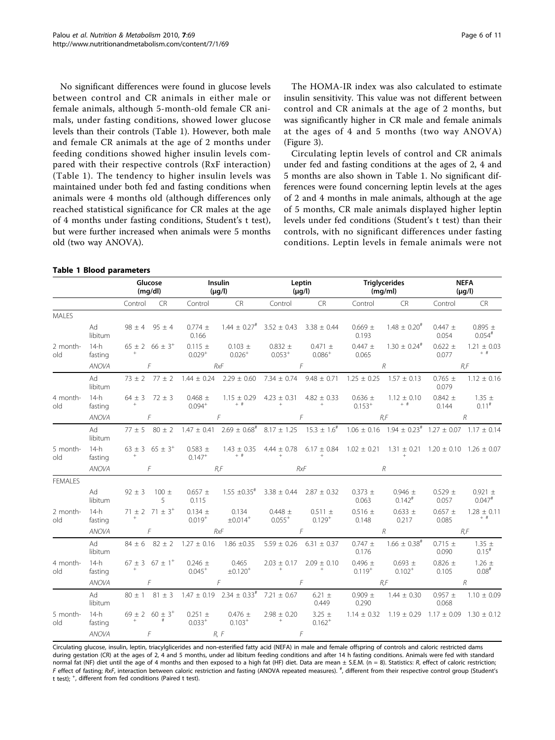No significant differences were found in glucose levels between control and CR animals in either male or female animals, although 5-month-old female CR animals, under fasting conditions, showed lower glucose levels than their controls (Table 1). However, both male and female CR animals at the age of 2 months under feeding conditions showed higher insulin levels compared with their respective controls (RxF interaction) (Table 1). The tendency to higher insulin levels was maintained under both fed and fasting conditions when animals were 4 months old (although differences only reached statistical significance for CR males at the age of 4 months under fasting conditions, Student's t test), but were further increased when animals were 5 months old (two way ANOVA).

The HOMA-IR index was also calculated to estimate insulin sensitivity. This value was not different between control and CR animals at the age of 2 months, but was significantly higher in CR male and female animals at the ages of 4 and 5 months (two way ANOVA) (Figure 3).

Circulating leptin levels of control and CR animals under fed and fasting conditions at the ages of 2, 4 and 5 months are also shown in Table 1. No significant differences were found concerning leptin levels at the ages of 2 and 4 months in male animals, although at the age of 5 months, CR male animals displayed higher leptin levels under fed conditions (Student's t test) than their controls, with no significant differences under fasting conditions. Leptin levels in female animals were not

**Table 1 Blood parameters**

| | | Glucose (mg/dl) | | Insulin (μg/l) | | Leptin (μg/l) | | Triglycerides (mg/ml) | | NEFA (μg/l) | |
|---|---|---|---|---|---|---|---|---|---|---|---|
| | | Control | CR | Control | CR | Control | CR | Control | CR | Control | CR |
| MALES | | | | | | | | | | | |
| 2 month-old | Ad libitum | 98 ± 4 | 95 ± 4 | 0.774 ± 0.166 | 1.44 ± 0.27# | 3.52 ± 0.43 | 3.38 ± 0.44 | 0.669 ± 0.193 | 1.48 ± 0.20# | 0.447 ± 0.054 | 0.895 ± 0.054# |
| | 14-h fasting | 65 ± 2 + | 66 ± 3+ | 0.115 ± 0.029+ | 0.103 ± 0.026+ | 0.832 ± 0.053+ | 0.471 ± 0.086+ | 0.447 ± 0.065 | 1.30 ± 0.24# | 0.622 ± 0.077 | 1.21 ± 0.03 + # |
| | ANOVA | F | | RxF | | F | | R | | R,F | |
| 4 month-old | Ad libitum | 73 ± 2 | 77 ± 2 | 1.44 ± 0.24 | 2.29 ± 0.60 | 7.34 ± 0.74 | 9.48 ± 0.71 | 1.25 ± 0.25 | 1.57 ± 0.13 | 0.765 ± 0.079 | 1.12 ± 0.16 |
| | 14-h fasting | 64 ± 3 + | 72 ± 3 | 0.468 ± 0.094+ | 1.15 ± 0.29 + # | 4.23 ± 0.31 + | 4.82 ± 0.33 + | 0.636 ± 0.153+ | 1.12 ± 0.10 + # | 0.842 ± 0.144 | 1.35 ± 0.11# |
| | ANOVA | F | | F | | F | | R,F | | R | |
| 5 month-old | Ad libitum | 77 ± 5 | 80 ± 2 | 1.47 ± 0.41 | 2.69 ± 0.68# | 8.17 ± 1.25 | 15.3 ± 1.6# | 1.06 ± 0.16 | 1.94 ± 0.23# | 1.27 ± 0.07 | 1.17 ± 0.14 |
| | 14-h fasting | 63 ± 3 + | 65 ± 3+ | 0.583 ± 0.147+ | 1.43 ± 0.35 + # | 4.44 ± 0.78 + | 6.17 ± 0.84 + | 1.02 ± 0.21 | 1.31 ± 0.21 + | 1.20 ± 0.10 | 1.26 ± 0.07 |
| | ANOVA | F | | R,F | | RxF | | R | | | |
| FEMALES | | | | | | | | | | | |
| 2 month-old | Ad libitum | 92 ± 3 | 100 ± 5 | 0.657 ± 0.115 | 1.55 ±0.35# | 3.38 ± 0.44 | 2.87 ± 0.32 | 0.373 ± 0.063 | 0.946 ± 0.142# | 0.529 ± 0.057 | 0.921 ± 0.047# |
| | 14-h fasting | 71 ± 2 + | 71 ± 3+ | 0.134 ± 0.019+ | 0.134 ±0.014+ | 0.448 ± 0.055+ | 0.511 ± 0.129+ | 0.516 ± 0.148 | 0.633 ± 0.217 | 0.657 ± 0.085 | 1.28 ± 0.11 + # |
| | ANOVA | F | | RxF | | F | | R | | R,F | |
| 4 month-old | Ad libitum | 84 ± 6 | 82 ± 2 | 1.27 ± 0.16 | 1.86 ±0.35 | 5.59 ± 0.26 | 6.31 ± 0.37 | 0.747 ± 0.176 | 1.66 ± 0.38# | 0.715 ± 0.090 | 1.35 ± 0.15# |
| | 14-h fasting | 67 ± 3 + | 67 ± 1+ | 0.246 ± 0.045+ | 0.465 ±0.120+ | 2.03 ± 0.17 + | 2.09 ± 0.10 + | 0.496 ± 0.119+ | 0.693 ± 0.102+ | 0.826 ± 0.105 | 1.26 ± 0.08# |
| | ANOVA | F | | F | | F | | R,F | | R | |
| 5 month-old | Ad libitum | 80 ± 1 | 81 ± 3 | 1.47 ± 0.19 | 2.34 ± 0.33# | 7.21 ± 0.67 | 6.21 ± 0.449 | 0.909 ± 0.290 | 1.44 ± 0.30 | 0.957 ± 0.068 | 1.10 ± 0.09 |
| | 14-h fasting | 69 ± 2 + | 60 ± 3+ # | 0.251 ± 0.033+ | 0.476 ± 0.103+ | 2.98 ± 0.20 + | 3.25 ± 0.162+ | 1.14 ± 0.32 | 1.19 ± 0.29 | 1.17 ± 0.09 | 1.30 ± 0.12 |
| | ANOVA | F | | R, F | | F | | | | | |

Circulating glucose, insulin, leptin, triacylglicerides and non-esterified fatty acid (NEFA) in male and female offspring of controls and caloric restricted dams during gestation (CR) at the ages of 2, 4 and 5 months, under ad libitum feeding conditions and after 14 h fasting conditions. Animals were fed with standard normal fat (NF) diet until the age of 4 months and then exposed to a high fat (HF) diet. Data are mean ± S.E.M. (n = 8). Statistics: *R*, effect of caloric restriction; *F* effect of fasting; *RxF*, interaction between caloric restriction and fasting (ANOVA repeated measures). #, different from their respective control group (Student's t test); +, different from fed conditions (Paired t test).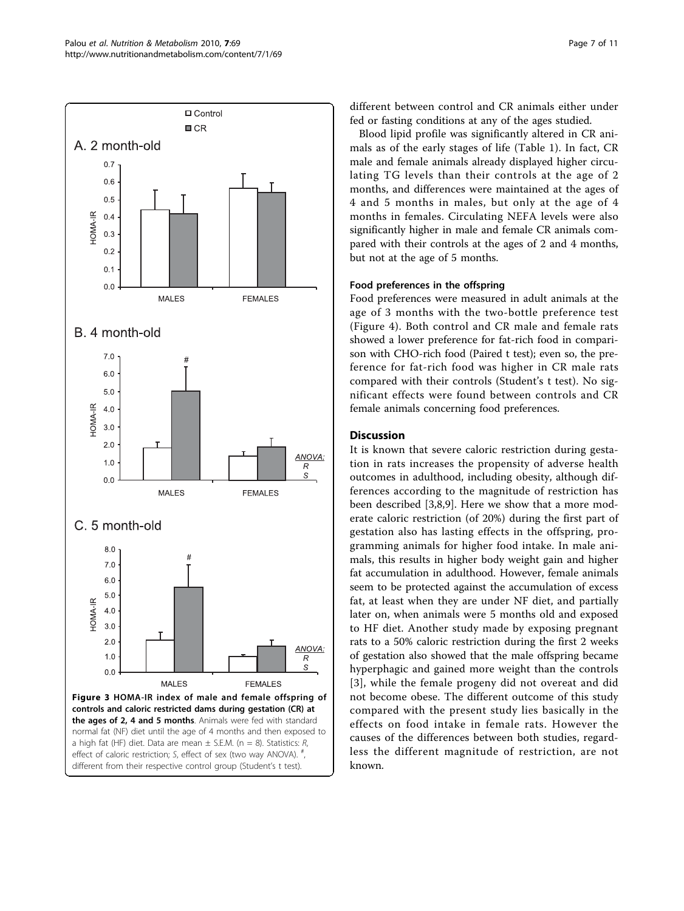Figure 3 HOMA-IR index of male and female offspring of controls and caloric restricted dams during gestation (CR) at the ages of 2, 4 and 5 months. Animals were fed with standard normal fat (NF) diet until the age of 4 months and then exposed to a high fat (HF) diet. Data are mean ± S.E.M. (n = 8). Statistics: *R*, effect of caloric restriction; *S*, effect of sex (two way ANOVA). #, different from their respective control group (Student's t test).

different between control and CR animals either under fed or fasting conditions at any of the ages studied.

Blood lipid profile was significantly altered in CR animals as of the early stages of life (Table 1). In fact, CR male and female animals already displayed higher circulating TG levels than their controls at the age of 2 months, and differences were maintained at the ages of 4 and 5 months in males, but only at the age of 4 months in females. Circulating NEFA levels were also significantly higher in male and female CR animals compared with their controls at the ages of 2 and 4 months, but not at the age of 5 months.

#### Food preferences in the offspring

Food preferences were measured in adult animals at the age of 3 months with the two-bottle preference test (Figure 4). Both control and CR male and female rats showed a lower preference for fat-rich food in comparison with CHO-rich food (Paired t test); even so, the preference for fat-rich food was higher in CR male rats compared with their controls (Student's t test). No significant effects were found between controls and CR female animals concerning food preferences.

## Discussion

It is known that severe caloric restriction during gestation in rats increases the propensity of adverse health outcomes in adulthood, including obesity, although differences according to the magnitude of restriction has been described [3,8,9]. Here we show that a more moderate caloric restriction (of 20%) during the first part of gestation also has lasting effects in the offspring, programming animals for higher food intake. In male animals, this results in higher body weight gain and higher fat accumulation in adulthood. However, female animals seem to be protected against the accumulation of excess fat, at least when they are under NF diet, and partially later on, when animals were 5 months old and exposed to HF diet. Another study made by exposing pregnant rats to a 50% caloric restriction during the first 2 weeks of gestation also showed that the male offspring became hyperphagic and gained more weight than the controls [3], while the female progeny did not overeat and did not become obese. The different outcome of this study compared with the present study lies basically in the effects on food intake in female rats. However the causes of the differences between both studies, regardless the different magnitude of restriction, are not known.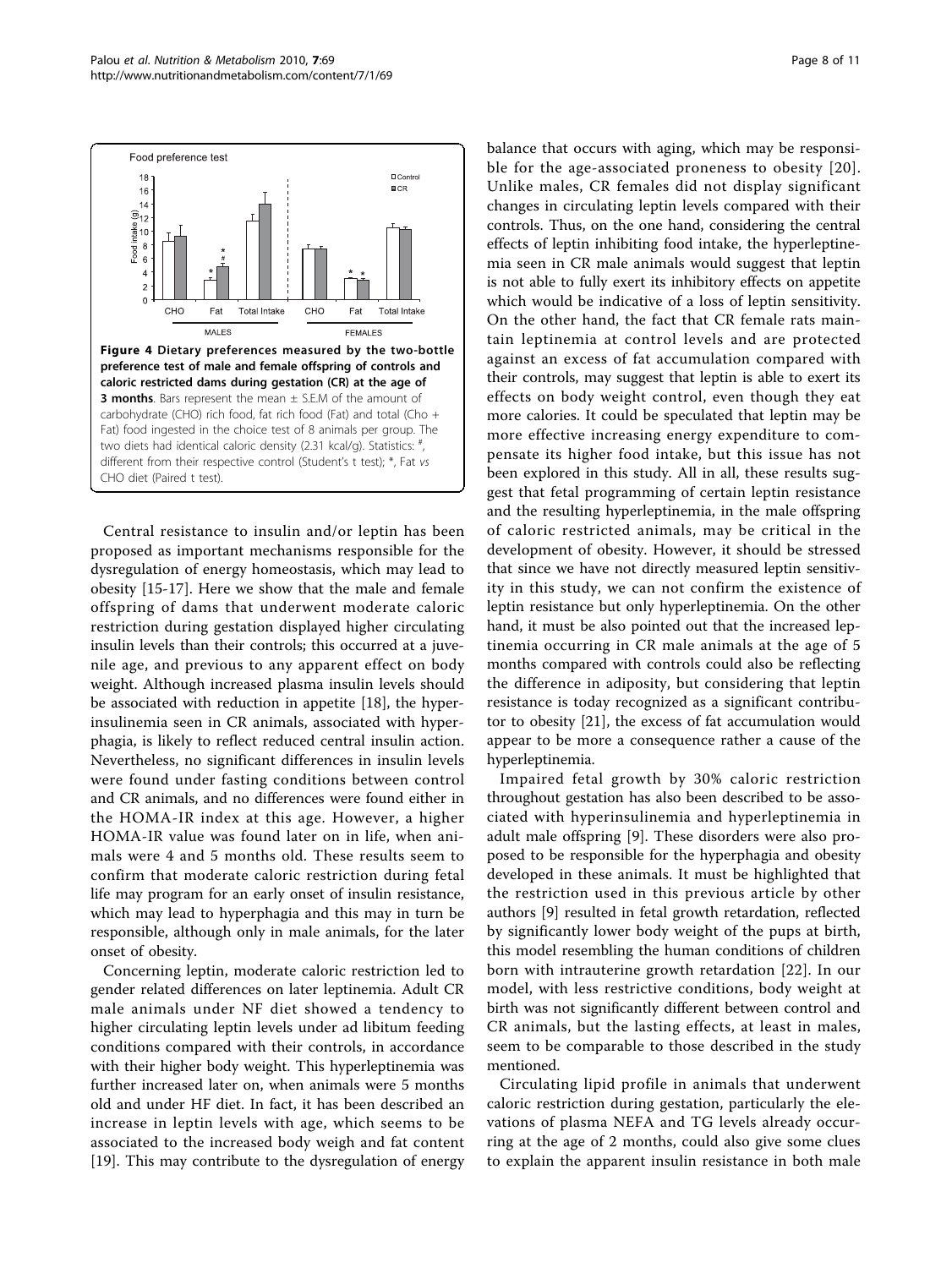**Figure 4 Dietary preferences measured by the two-bottle preference test of male and female offspring of controls and caloric restricted dams during gestation (CR) at the age of 3 months**. Bars represent the mean ± S.E.M of the amount of carbohydrate (CHO) rich food, fat rich food (Fat) and total (Cho + Fat) food ingested in the choice test of 8 animals per group. The two diets had identical caloric density (2.31 kcal/g). Statistics: #, different from their respective control (Student's t test); *, Fat *vs* CHO diet (Paired t test).

Central resistance to insulin and/or leptin has been proposed as important mechanisms responsible for the dysregulation of energy homeostasis, which may lead to obesity [15-17]. Here we show that the male and female offspring of dams that underwent moderate caloric restriction during gestation displayed higher circulating insulin levels than their controls; this occurred at a juvenile age, and previous to any apparent effect on body weight. Although increased plasma insulin levels should be associated with reduction in appetite [18], the hyperinsulinemia seen in CR animals, associated with hyperphagia, is likely to reflect reduced central insulin action. Nevertheless, no significant differences in insulin levels were found under fasting conditions between control and CR animals, and no differences were found either in the HOMA-IR index at this age. However, a higher HOMA-IR value was found later on in life, when animals were 4 and 5 months old. These results seem to confirm that moderate caloric restriction during fetal life may program for an early onset of insulin resistance, which may lead to hyperphagia and this may in turn be responsible, although only in male animals, for the later onset of obesity.

Concerning leptin, moderate caloric restriction led to gender related differences on later leptinemia. Adult CR male animals under NF diet showed a tendency to higher circulating leptin levels under ad libitum feeding conditions compared with their controls, in accordance with their higher body weight. This hyperleptinemia was further increased later on, when animals were 5 months old and under HF diet. In fact, it has been described an increase in leptin levels with age, which seems to be associated to the increased body weigh and fat content [19]. This may contribute to the dysregulation of energy balance that occurs with aging, which may be responsible for the age-associated proneness to obesity [20]. Unlike males, CR females did not display significant changes in circulating leptin levels compared with their controls. Thus, on the one hand, considering the central effects of leptin inhibiting food intake, the hyperleptinemia seen in CR male animals would suggest that leptin is not able to fully exert its inhibitory effects on appetite which would be indicative of a loss of leptin sensitivity. On the other hand, the fact that CR female rats maintain leptinemia at control levels and are protected against an excess of fat accumulation compared with their controls, may suggest that leptin is able to exert its effects on body weight control, even though they eat more calories. It could be speculated that leptin may be more effective increasing energy expenditure to compensate its higher food intake, but this issue has not been explored in this study. All in all, these results suggest that fetal programming of certain leptin resistance and the resulting hyperleptinemia, in the male offspring of caloric restricted animals, may be critical in the development of obesity. However, it should be stressed that since we have not directly measured leptin sensitivity in this study, we can not confirm the existence of leptin resistance but only hyperleptinemia. On the other hand, it must be also pointed out that the increased leptinemia occurring in CR male animals at the age of 5 months compared with controls could also be reflecting the difference in adiposity, but considering that leptin resistance is today recognized as a significant contributor to obesity [21], the excess of fat accumulation would appear to be more a consequence rather a cause of the hyperleptinemia.

Impaired fetal growth by 30% caloric restriction throughout gestation has also been described to be associated with hyperinsulinemia and hyperleptinemia in adult male offspring [9]. These disorders were also proposed to be responsible for the hyperphagia and obesity developed in these animals. It must be highlighted that the restriction used in this previous article by other authors [9] resulted in fetal growth retardation, reflected by significantly lower body weight of the pups at birth, this model resembling the human conditions of children born with intrauterine growth retardation [22]. In our model, with less restrictive conditions, body weight at birth was not significantly different between control and CR animals, but the lasting effects, at least in males, seem to be comparable to those described in the study mentioned.

Circulating lipid profile in animals that underwent caloric restriction during gestation, particularly the elevations of plasma NEFA and TG levels already occurring at the age of 2 months, could also give some clues to explain the apparent insulin resistance in both male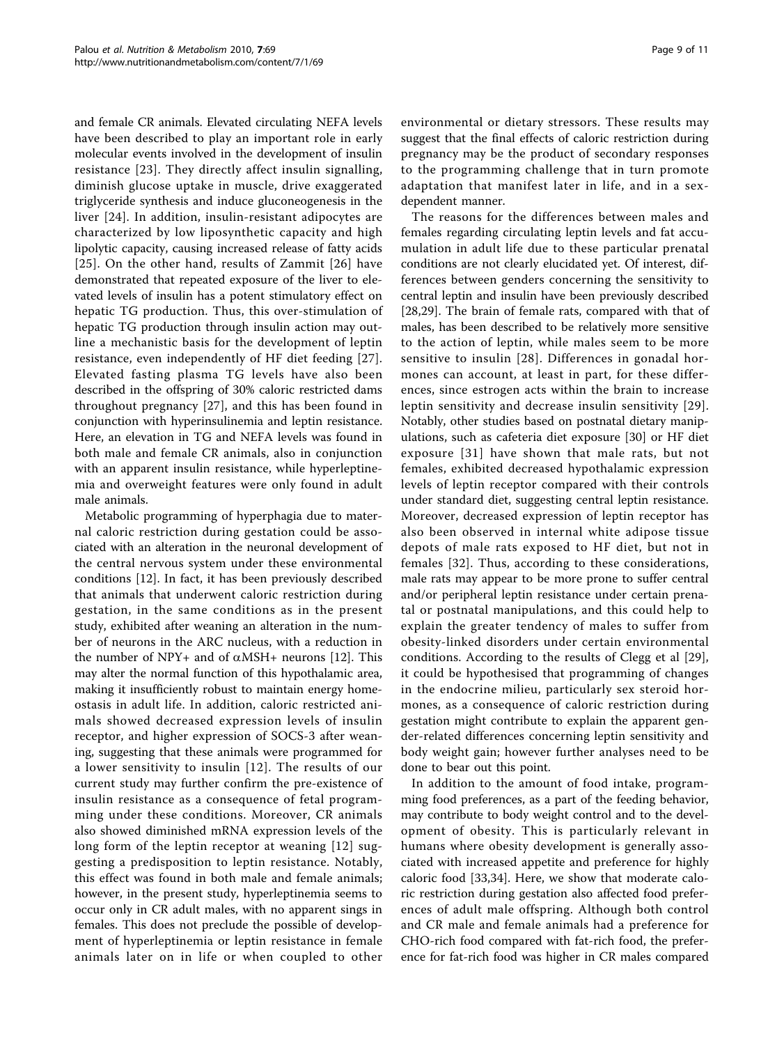and female CR animals. Elevated circulating NEFA levels have been described to play an important role in early molecular events involved in the development of insulin resistance [23]. They directly affect insulin signalling, diminish glucose uptake in muscle, drive exaggerated triglyceride synthesis and induce gluconeogenesis in the liver [24]. In addition, insulin-resistant adipocytes are characterized by low liposynthetic capacity and high lipolytic capacity, causing increased release of fatty acids [25]. On the other hand, results of Zammit [26] have demonstrated that repeated exposure of the liver to elevated levels of insulin has a potent stimulatory effect on hepatic TG production. Thus, this over-stimulation of hepatic TG production through insulin action may outline a mechanistic basis for the development of leptin resistance, even independently of HF diet feeding [27]. Elevated fasting plasma TG levels have also been described in the offspring of 30% caloric restricted dams throughout pregnancy [27], and this has been found in conjunction with hyperinsulinemia and leptin resistance. Here, an elevation in TG and NEFA levels was found in both male and female CR animals, also in conjunction with an apparent insulin resistance, while hyperleptinemia and overweight features were only found in adult male animals.

Metabolic programming of hyperphagia due to maternal caloric restriction during gestation could be associated with an alteration in the neuronal development of the central nervous system under these environmental conditions [12]. In fact, it has been previously described that animals that underwent caloric restriction during gestation, in the same conditions as in the present study, exhibited after weaning an alteration in the number of neurons in the ARC nucleus, with a reduction in the number of NPY+ and of αMSH+ neurons [12]. This may alter the normal function of this hypothalamic area, making it insufficiently robust to maintain energy homeostasis in adult life. In addition, caloric restricted animals showed decreased expression levels of insulin receptor, and higher expression of SOCS-3 after weaning, suggesting that these animals were programmed for a lower sensitivity to insulin [12]. The results of our current study may further confirm the pre-existence of insulin resistance as a consequence of fetal programming under these conditions. Moreover, CR animals also showed diminished mRNA expression levels of the long form of the leptin receptor at weaning [12] suggesting a predisposition to leptin resistance. Notably, this effect was found in both male and female animals; however, in the present study, hyperleptinemia seems to occur only in CR adult males, with no apparent sings in females. This does not preclude the possible of development of hyperleptinemia or leptin resistance in female animals later on in life or when coupled to other environmental or dietary stressors. These results may suggest that the final effects of caloric restriction during pregnancy may be the product of secondary responses to the programming challenge that in turn promote adaptation that manifest later in life, and in a sex-dependent manner.

The reasons for the differences between males and females regarding circulating leptin levels and fat accumulation in adult life due to these particular prenatal conditions are not clearly elucidated yet. Of interest, differences between genders concerning the sensitivity to central leptin and insulin have been previously described [28,29]. The brain of female rats, compared with that of males, has been described to be relatively more sensitive to the action of leptin, while males seem to be more sensitive to insulin [28]. Differences in gonadal hormones can account, at least in part, for these differences, since estrogen acts within the brain to increase leptin sensitivity and decrease insulin sensitivity [29]. Notably, other studies based on postnatal dietary manipulations, such as cafeteria diet exposure [30] or HF diet exposure [31] have shown that male rats, but not females, exhibited decreased hypothalamic expression levels of leptin receptor compared with their controls under standard diet, suggesting central leptin resistance. Moreover, decreased expression of leptin receptor has also been observed in internal white adipose tissue depots of male rats exposed to HF diet, but not in females [32]. Thus, according to these considerations, male rats may appear to be more prone to suffer central and/or peripheral leptin resistance under certain prenatal or postnatal manipulations, and this could help to explain the greater tendency of males to suffer from obesity-linked disorders under certain environmental conditions. According to the results of Clegg et al [29], it could be hypothesised that programming of changes in the endocrine milieu, particularly sex steroid hormones, as a consequence of caloric restriction during gestation might contribute to explain the apparent gender-related differences concerning leptin sensitivity and body weight gain; however further analyses need to be done to bear out this point.

In addition to the amount of food intake, programming food preferences, as a part of the feeding behavior, may contribute to body weight control and to the development of obesity. This is particularly relevant in humans where obesity development is generally associated with increased appetite and preference for highly caloric food [33,34]. Here, we show that moderate caloric restriction during gestation also affected food preferences of adult male offspring. Although both control and CR male and female animals had a preference for CHO-rich food compared with fat-rich food, the preference for fat-rich food was higher in CR males compared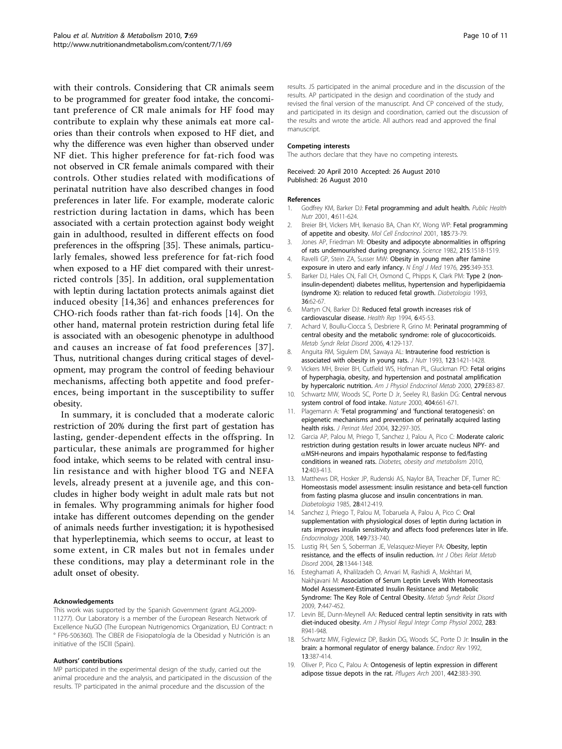with their controls. Considering that CR animals seem to be programmed for greater food intake, the concomitant preference of CR male animals for HF food may contribute to explain why these animals eat more calories than their controls when exposed to HF diet, and why the difference was even higher than observed under NF diet. This higher preference for fat-rich food was not observed in CR female animals compared with their controls. Other studies related with modifications of perinatal nutrition have also described changes in food preferences in later life. For example, moderate caloric restriction during lactation in dams, which has been associated with a certain protection against body weight gain in adulthood, resulted in different effects on food preferences in the offspring [35]. These animals, particularly females, showed less preference for fat-rich food when exposed to a HF diet compared with their unrestricted controls [35]. In addition, oral supplementation with leptin during lactation protects animals against diet induced obesity [14,36] and enhances preferences for CHO-rich foods rather than fat-rich foods [14]. On the other hand, maternal protein restriction during fetal life is associated with an obesogenic phenotype in adulthood and causes an increase of fat food preferences [37]. Thus, nutritional changes during critical stages of development, may program the control of feeding behaviour mechanisms, affecting both appetite and food preferences, being important in the susceptibility to suffer obesity.

In summary, it is concluded that a moderate caloric restriction of 20% during the first part of gestation has lasting, gender-dependent effects in the offspring. In particular, these animals are programmed for higher food intake, which seems to be related with central insulin resistance and with higher blood TG and NEFA levels, already present at a juvenile age, and this concludes in higher body weight in adult male rats but not in females. Why programming animals for higher food intake has different outcomes depending on the gender of animals needs further investigation; it is hypothesised that hyperleptinemia, which seems to occur, at least to some extent, in CR males but not in females under these conditions, may play a determinant role in the adult onset of obesity.

#### Acknowledgements

This work was supported by the Spanish Government (grant AGL2009-11277). Our Laboratory is a member of the European Research Network of Excellence NuGO (The European Nutrigenomics Organization, EU Contract: n° FP6-506360). The CIBER de Fisiopatología de la Obesidad y Nutrición is an initiative of the ISCIII (Spain).

#### Authors' contributions

MP participated in the experimental design of the study, carried out the animal procedure and the analysis, and participated in the discussion of the results. TP participated in the animal procedure and the discussion of the results. JS participated in the animal procedure and in the discussion of the results. AP participated in the design and coordination of the study and revised the final version of the manuscript. And CP conceived of the study, and participated in its design and coordination, carried out the discussion of the results and wrote the article. All authors read and approved the final manuscript.

#### Competing interests

The authors declare that they have no competing interests.

Received: 20 April 2010 Accepted: 26 August 2010
Published: 26 August 2010

#### References

1. Godfrey KM, Barker DJ: **Fetal programming and adult health.** *Public Health Nutr* 2001, **4**:611-624.
2. Breier BH, Vickers MH, Ikenasio BA, Chan KY, Wong WP: **Fetal programming of appetite and obesity.** *Mol Cell Endocrinol* 2001, **185**:73-79.
3. Jones AP, Friedman MI: **Obesity and adipocyte abnormalities in offspring of rats undernourished during pregnancy.** *Science* 1982, **215**:1518-1519.
4. Ravelli GP, Stein ZA, Susser MW: **Obesity in young men after famine exposure in utero and early infancy.** *N Engl J Med* 1976, **295**:349-353.
5. Barker DJ, Hales CN, Fall CH, Osmond C, Phipps K, Clark PM: **Type 2 (non-insulin-dependent) diabetes mellitus, hypertension and hyperlipidaemia (syndrome X): relation to reduced fetal growth.** *Diabetologia* 1993, **36**:62-67.
6. Martyn CN, Barker DJ: **Reduced fetal growth increases risk of cardiovascular disease.** *Health Rep* 1994, **6**:45-53.
7. Achard V, Boullu-Ciocca S, Desbriere R, Grino M: **Perinatal programming of central obesity and the metabolic syndrome: role of glucocorticoids.** *Metab Syndr Relat Disord* 2006, **4**:129-137.
8. Anguita RM, Sigulem DM, Sawaya AL: **Intrauterine food restriction is associated with obesity in young rats.** *J Nutr* 1993, **123**:1421-1428.
9. Vickers MH, Breier BH, Cutfield WS, Hofman PL, Gluckman PD: **Fetal origins of hyperphagia, obesity, and hypertension and postnatal amplification by hypercaloric nutrition.** *Am J Physiol Endocrinol Metab* 2000, **279**:E83-87.
10. Schwartz MW, Woods SC, Porte D Jr, Seeley RJ, Baskin DG: **Central nervous system control of food intake.** *Nature* 2000, **404**:661-671.
11. Plagemann A: **'Fetal programming' and 'functional teratogenesis': on epigenetic mechanisms and prevention of perinatally acquired lasting health risks.** *J Perinat Med* 2004, **32**:297-305.
12. Garcia AP, Palou M, Priego T, Sanchez J, Palou A, Pico C: **Moderate caloric restriction during gestation results in lower arcuate nucleus NPY- and αMSH-neurons and impairs hypothalamic response to fed/fasting conditions in weaned rats.** *Diabetes, obesity and metabolism* 2010, **12**:403-413.
13. Matthews DR, Hosker JP, Rudenski AS, Naylor BA, Treacher DF, Turner RC: **Homeostasis model assessment: insulin resistance and beta-cell function from fasting plasma glucose and insulin concentrations in man.** *Diabetologia* 1985, **28**:412-419.
14. Sanchez J, Priego T, Palou M, Tobaruela A, Palou A, Pico C: **Oral supplementation with physiological doses of leptin during lactation in rats improves insulin sensitivity and affects food preferences later in life.** *Endocrinology* 2008, **149**:733-740.
15. Lustig RH, Sen S, Soberman JE, Velasquez-Mieyer PA: **Obesity, leptin resistance, and the effects of insulin reduction.** *Int J Obes Relat Metab Disord* 2004, **28**:1344-1348.
16. Esteghamati A, Khalilzadeh O, Anvari M, Rashidi A, Mokhtari M, Nakhjavani M: **Association of Serum Leptin Levels With Homeostasis Model Assessment-Estimated Insulin Resistance and Metabolic Syndrome: The Key Role of Central Obesity.** *Metab Syndr Relat Disord* 2009, **7**:447-452.
17. Levin BE, Dunn-Meynell AA: **Reduced central leptin sensitivity in rats with diet-induced obesity.** *Am J Physiol Regul Integr Comp Physiol* 2002, **283**: R941-948.
18. Schwartz MW, Figlewicz DP, Baskin DG, Woods SC, Porte D Jr: **Insulin in the brain: a hormonal regulator of energy balance.** *Endocr Rev* 1992, **13**:387-414.
19. Oliver P, Pico C, Palou A: **Ontogenesis of leptin expression in different adipose tissue depots in the rat.** *Pflugers Arch* 2001, **442**:383-390.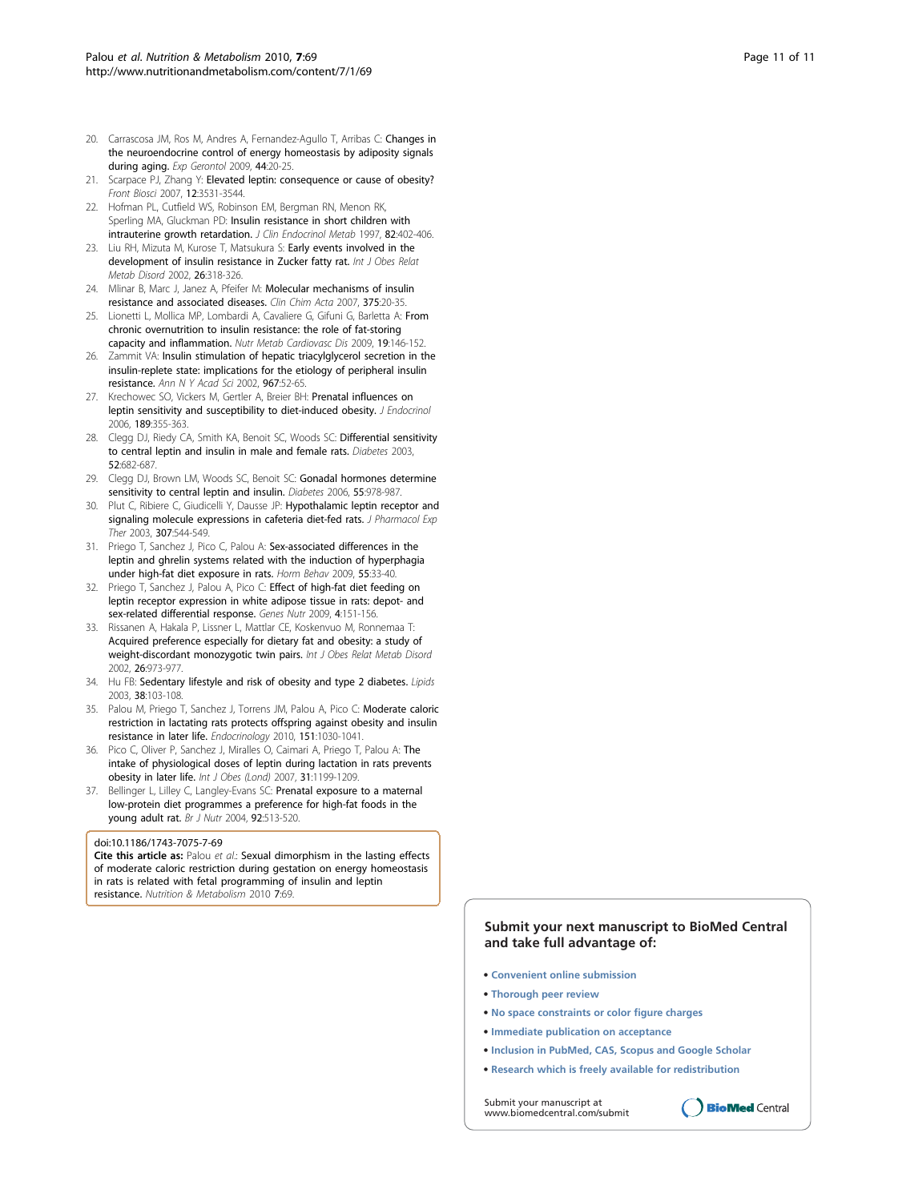20. Carrascosa JM, Ros M, Andres A, Fernandez-Agullo T, Arribas C: **Changes in the neuroendocrine control of energy homeostasis by adiposity signals during aging.** *Exp Gerontol* 2009, **44**:20-25.
21. Scarpace PJ, Zhang Y: **Elevated leptin: consequence or cause of obesity?** *Front Biosci* 2007, **12**:3531-3544.
22. Hofman PL, Cutfield WS, Robinson EM, Bergman RN, Menon RK, Sperling MA, Gluckman PD: **Insulin resistance in short children with intrauterine growth retardation.** *J Clin Endocrinol Metab* 1997, **82**:402-406.
23. Liu RH, Mizuta M, Kurose T, Matsukura S: **Early events involved in the development of insulin resistance in Zucker fatty rat.** *Int J Obes Relat Metab Disord* 2002, **26**:318-326.
24. Mlinar B, Marc J, Janez A, Pfeifer M: **Molecular mechanisms of insulin resistance and associated diseases.** *Clin Chim Acta* 2007, **375**:20-35.
25. Lionetti L, Mollica MP, Lombardi A, Cavaliere G, Gifuni G, Barletta A: **From chronic overnutrition to insulin resistance: the role of fat-storing capacity and inflammation.** *Nutr Metab Cardiovasc Dis* 2009, **19**:146-152.
26. Zammit VA: **Insulin stimulation of hepatic triacylglycerol secretion in the insulin-replete state: implications for the etiology of peripheral insulin resistance.** *Ann N Y Acad Sci* 2002, **967**:52-65.
27. Krechowec SO, Vickers M, Gertler A, Breier BH: **Prenatal influences on leptin sensitivity and susceptibility to diet-induced obesity.** *J Endocrinol* 2006, **189**:355-363.
28. Clegg DJ, Riedy CA, Smith KA, Benoit SC, Woods SC: **Differential sensitivity to central leptin and insulin in male and female rats.** *Diabetes* 2003, **52**:682-687.
29. Clegg DJ, Brown LM, Woods SC, Benoit SC: **Gonadal hormones determine sensitivity to central leptin and insulin.** *Diabetes* 2006, **55**:978-987.
30. Plut C, Ribiere C, Giudicelli Y, Dausse JP: **Hypothalamic leptin receptor and signaling molecule expressions in cafeteria diet-fed rats.** *J Pharmacol Exp Ther* 2003, **307**:544-549.
31. Priego T, Sanchez J, Pico C, Palou A: **Sex-associated differences in the leptin and ghrelin systems related with the induction of hyperphagia under high-fat diet exposure in rats.** *Horm Behav* 2009, **55**:33-40.
32. Priego T, Sanchez J, Palou A, Pico C: **Effect of high-fat diet feeding on leptin receptor expression in white adipose tissue in rats: depot- and sex-related differential response.** *Genes Nutr* 2009, **4**:151-156.
33. Rissanen A, Hakala P, Lissner L, Mattlar CE, Koskenvuo M, Ronnemaa T: **Acquired preference especially for dietary fat and obesity: a study of weight-discordant monozygotic twin pairs.** *Int J Obes Relat Metab Disord* 2002, **26**:973-977.
34. Hu FB: **Sedentary lifestyle and risk of obesity and type 2 diabetes.** *Lipids* 2003, **38**:103-108.
35. Palou M, Priego T, Sanchez J, Torrens JM, Palou A, Pico C: **Moderate caloric restriction in lactating rats protects offspring against obesity and insulin resistance in later life.** *Endocrinology* 2010, **151**:1030-1041.
36. Pico C, Oliver P, Sanchez J, Miralles O, Caimari A, Priego T, Palou A: **The intake of physiological doses of leptin during lactation in rats prevents obesity in later life.** *Int J Obes (Lond)* 2007, **31**:1199-1209.
37. Bellinger L, Lilley C, Langley-Evans SC: **Prenatal exposure to a maternal low-protein diet programmes a preference for high-fat foods in the young adult rat.** *Br J Nutr* 2004, **92**:513-520.

doi:10.1186/1743-7075-7-69

**Cite this article as:** Palou *et al.*: Sexual dimorphism in the lasting effects of moderate caloric restriction during gestation on energy homeostasis in rats is related with fetal programming of insulin and leptin resistance. *Nutrition & Metabolism* 2010 7:69.

**Submit your next manuscript to BioMed Central and take full advantage of:**

- Convenient online submission
- Thorough peer review
- No space constraints or color figure charges
- Immediate publication on acceptance
- Inclusion in PubMed, CAS, Scopus and Google Scholar
- Research which is freely available for redistribution

Submit your manuscript at www.biomedcentral.com/submit

BioMed Central